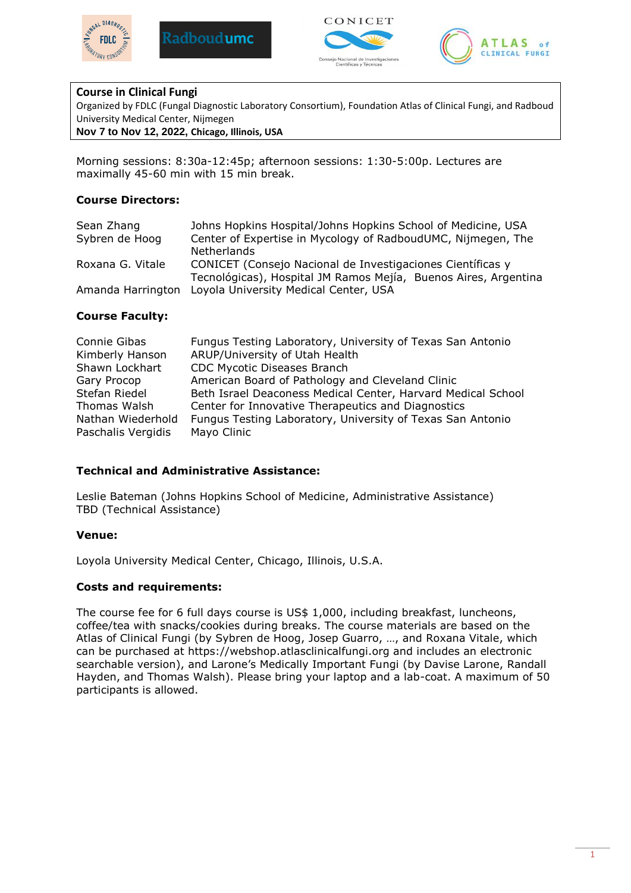**Course in Clinical Fungi**

Organized by FDLC (Fungal Diagnostic Laboratory Consortium), Foundation Atlas of Clinical Fungi, and Radboud University Medical Center, Nijmegen

**Nov 7 to Nov 12, 2022, Chicago, Illinois, USA**

Morning sessions: 8:30a-12:45p; afternoon sessions: 1:30-5:00p. Lectures are maximally 45-60 min with 15 min break.

**Course Directors:**

| | |
|---|---|
| Sean Zhang | Johns Hopkins Hospital/Johns Hopkins School of Medicine, USA |
| Sybren de Hoog | Center of Expertise in Mycology of RadboudUMC, Nijmegen, The Netherlands |
| Roxana G. Vitale | CONICET (Consejo Nacional de Investigaciones Científicas y Tecnológicas), Hospital JM Ramos Mejía, Buenos Aires, Argentina |
| Amanda Harrington | Loyola University Medical Center, USA |

**Course Faculty:**

| | |
|---|---|
| Connie Gibas | Fungus Testing Laboratory, University of Texas San Antonio |
| Kimberly Hanson | ARUP/University of Utah Health |
| Shawn Lockhart | CDC Mycotic Diseases Branch |
| Gary Procop | American Board of Pathology and Cleveland Clinic |
| Stefan Riedel | Beth Israel Deaconess Medical Center, Harvard Medical School |
| Thomas Walsh | Center for Innovative Therapeutics and Diagnostics |
| Nathan Wiederhold | Fungus Testing Laboratory, University of Texas San Antonio |
| Paschalis Vergidis | Mayo Clinic |

**Technical and Administrative Assistance:**

Leslie Bateman (Johns Hopkins School of Medicine, Administrative Assistance)
TBD (Technical Assistance)

**Venue:**

Loyola University Medical Center, Chicago, Illinois, U.S.A.

**Costs and requirements:**

The course fee for 6 full days course is US$ 1,000, including breakfast, luncheons, coffee/tea with snacks/cookies during breaks. The course materials are based on the Atlas of Clinical Fungi (by Sybren de Hoog, Josep Guarro, …, and Roxana Vitale, which can be purchased at https://webshop.atlasclinicalfungi.org and includes an electronic searchable version), and Larone's Medically Important Fungi (by Davise Larone, Randall Hayden, and Thomas Walsh). Please bring your laptop and a lab-coat. A maximum of 50 participants is allowed.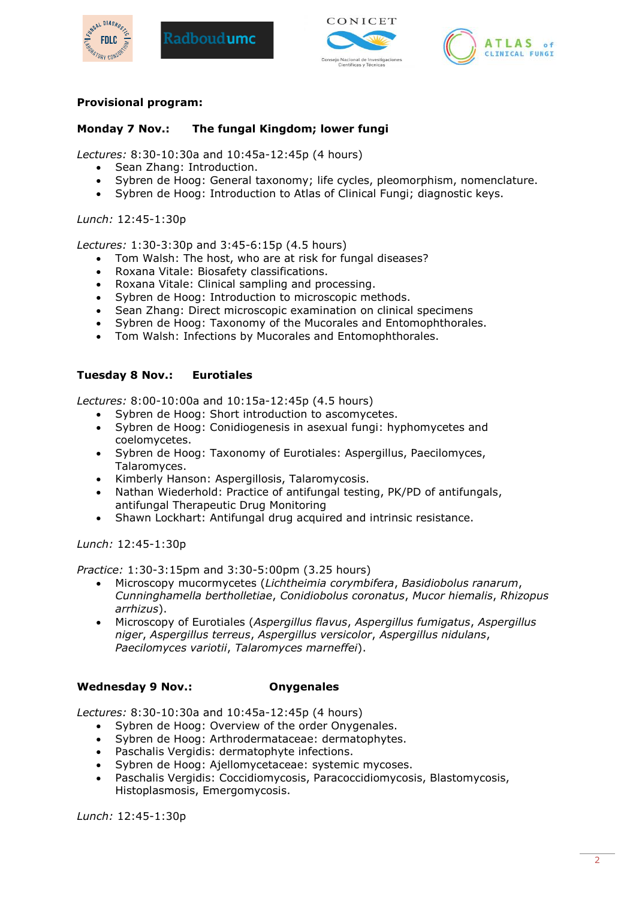**Provisional program:**

**Monday 7 Nov.: The fungal Kingdom; lower fungi**

*Lectures:* 8:30-10:30a and 10:45a-12:45p (4 hours)

- Sean Zhang: Introduction.
- Sybren de Hoog: General taxonomy; life cycles, pleomorphism, nomenclature.
- Sybren de Hoog: Introduction to Atlas of Clinical Fungi; diagnostic keys.

*Lunch:* 12:45-1:30p

*Lectures:* 1:30-3:30p and 3:45-6:15p (4.5 hours)

- Tom Walsh: The host, who are at risk for fungal diseases?
- Roxana Vitale: Biosafety classifications.
- Roxana Vitale: Clinical sampling and processing.
- Sybren de Hoog: Introduction to microscopic methods.
- Sean Zhang: Direct microscopic examination on clinical specimens
- Sybren de Hoog: Taxonomy of the Mucorales and Entomophthorales.
- Tom Walsh: Infections by Mucorales and Entomophthorales.

**Tuesday 8 Nov.: Eurotiales**

*Lectures:* 8:00-10:00a and 10:15a-12:45p (4.5 hours)

- Sybren de Hoog: Short introduction to ascomycetes.
- Sybren de Hoog: Conidiogenesis in asexual fungi: hyphomycetes and coelomycetes.
- Sybren de Hoog: Taxonomy of Eurotiales: Aspergillus, Paecilomyces, Talaromyces.
- Kimberly Hanson: Aspergillosis, Talaromycosis.
- Nathan Wiederhold: Practice of antifungal testing, PK/PD of antifungals, antifungal Therapeutic Drug Monitoring
- Shawn Lockhart: Antifungal drug acquired and intrinsic resistance.

*Lunch:* 12:45-1:30p

*Practice:* 1:30-3:15pm and 3:30-5:00pm (3.25 hours)

- Microscopy mucormycetes (*Lichtheimia corymbifera*, *Basidiobolus ranarum*, *Cunninghamella bertholletiae*, *Conidiobolus coronatus*, *Mucor hiemalis*, *Rhizopus arrhizus*).
- Microscopy of Eurotiales (*Aspergillus flavus*, *Aspergillus fumigatus*, *Aspergillus niger*, *Aspergillus terreus*, *Aspergillus versicolor*, *Aspergillus nidulans*, *Paecilomyces variotii*, *Talaromyces marneffei*).

**Wednesday 9 Nov.: Onygenales**

*Lectures:* 8:30-10:30a and 10:45a-12:45p (4 hours)

- Sybren de Hoog: Overview of the order Onygenales.
- Sybren de Hoog: Arthrodermataceae: dermatophytes.
- Paschalis Vergidis: dermatophyte infections.
- Sybren de Hoog: Ajellomycetaceae: systemic mycoses.
- Paschalis Vergidis: Coccidiomycosis, Paracoccidiomycosis, Blastomycosis, Histoplasmosis, Emergomycosis.

*Lunch:* 12:45-1:30p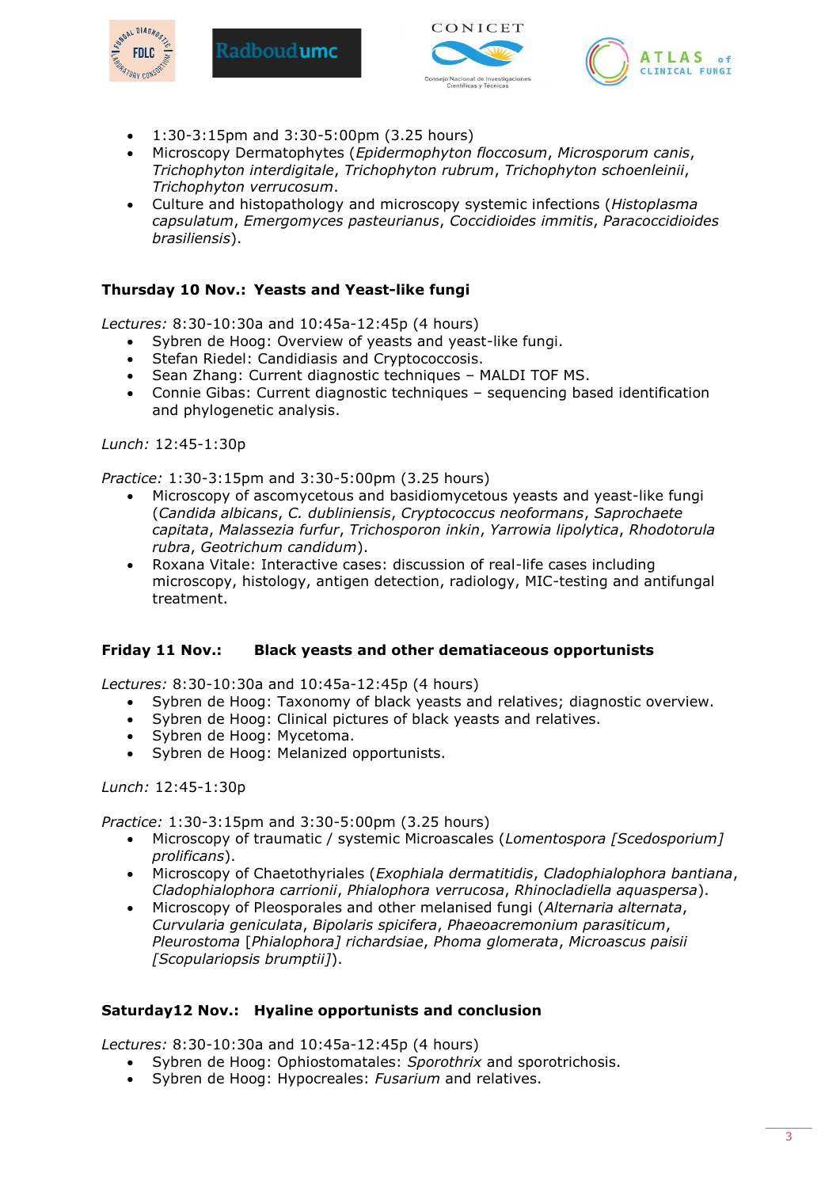- 1:30-3:15pm and 3:30-5:00pm (3.25 hours)
- Microscopy Dermatophytes (*Epidermophyton floccosum*, *Microsporum canis*, *Trichophyton interdigitale*, *Trichophyton rubrum*, *Trichophyton schoenleinii*, *Trichophyton verrucosum*.
- Culture and histopathology and microscopy systemic infections (*Histoplasma capsulatum*, *Emergomyces pasteurianus*, *Coccidioides immitis*, *Paracoccidioides brasiliensis*).

**Thursday 10 Nov.: Yeasts and Yeast-like fungi**

*Lectures:* 8:30-10:30a and 10:45a-12:45p (4 hours)

- Sybren de Hoog: Overview of yeasts and yeast-like fungi.
- Stefan Riedel: Candidiasis and Cryptococcosis.
- Sean Zhang: Current diagnostic techniques – MALDI TOF MS.
- Connie Gibas: Current diagnostic techniques – sequencing based identification and phylogenetic analysis.

*Lunch:* 12:45-1:30p

*Practice:* 1:30-3:15pm and 3:30-5:00pm (3.25 hours)

- Microscopy of ascomycetous and basidiomycetous yeasts and yeast-like fungi (*Candida albicans*, *C. dubliniensis*, *Cryptococcus neoformans*, *Saprochaete capitata*, *Malassezia furfur*, *Trichosporon inkin*, *Yarrowia lipolytica*, *Rhodotorula rubra*, *Geotrichum candidum*).
- Roxana Vitale: Interactive cases: discussion of real-life cases including microscopy, histology, antigen detection, radiology, MIC-testing and antifungal treatment.

**Friday 11 Nov.: Black yeasts and other dematiaceous opportunists**

*Lectures:* 8:30-10:30a and 10:45a-12:45p (4 hours)

- Sybren de Hoog: Taxonomy of black yeasts and relatives; diagnostic overview.
- Sybren de Hoog: Clinical pictures of black yeasts and relatives.
- Sybren de Hoog: Mycetoma.
- Sybren de Hoog: Melanized opportunists.

*Lunch:* 12:45-1:30p

*Practice:* 1:30-3:15pm and 3:30-5:00pm (3.25 hours)

- Microscopy of traumatic / systemic Microascales (*Lomentospora [Scedosporium] prolificans*).
- Microscopy of Chaetothyriales (*Exophiala dermatitidis*, *Cladophialophora bantiana*, *Cladophialophora carrionii*, *Phialophora verrucosa*, *Rhinocladiella aquaspersa*).
- Microscopy of Pleosporales and other melanised fungi (*Alternaria alternata*, *Curvularia geniculata*, *Bipolaris spicifera*, *Phaeoacremonium parasiticum*, *Pleurostoma* [*Phialophora] richardsiae*, *Phoma glomerata*, *Microascus paisii [Scopulariopsis brumptii]*).

**Saturday12 Nov.: Hyaline opportunists and conclusion**

*Lectures:* 8:30-10:30a and 10:45a-12:45p (4 hours)

- Sybren de Hoog: Ophiostomatales: *Sporothrix* and sporotrichosis.
- Sybren de Hoog: Hypocreales: *Fusarium* and relatives.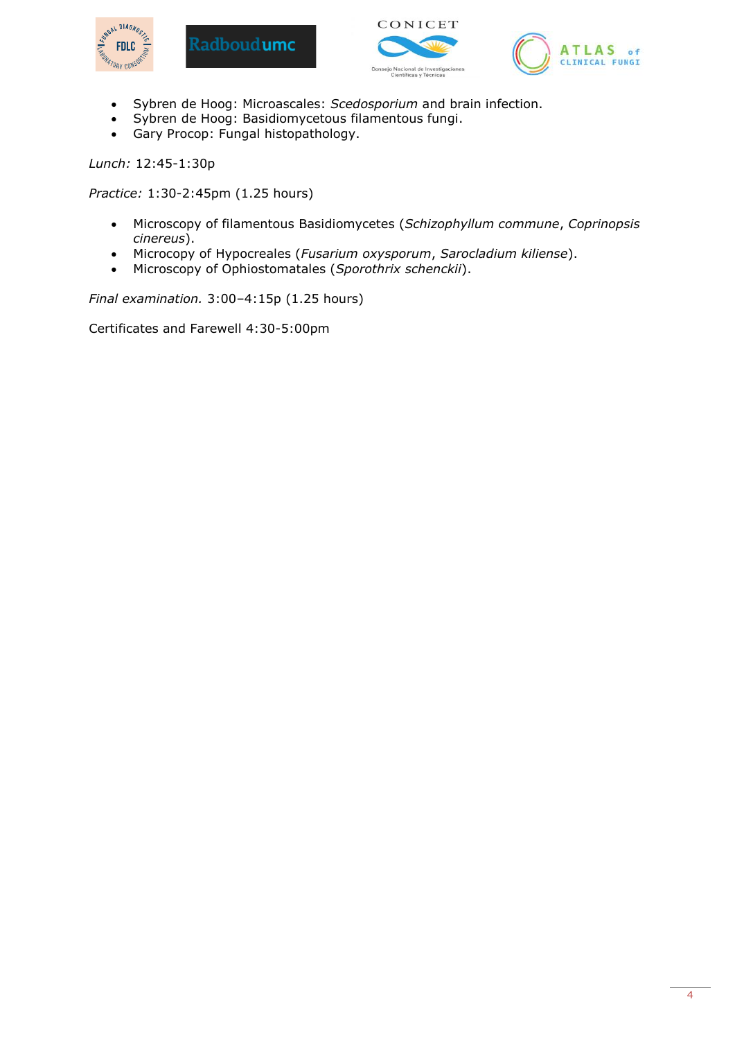- Sybren de Hoog: Microascales: *Scedosporium* and brain infection.
- Sybren de Hoog: Basidiomycetous filamentous fungi.
- Gary Procop: Fungal histopathology.

*Lunch:* 12:45-1:30p

*Practice:* 1:30-2:45pm (1.25 hours)

- Microscopy of filamentous Basidiomycetes (*Schizophyllum commune*, *Coprinopsis cinereus*).
- Microcopy of Hypocreales (*Fusarium oxysporum*, *Sarocladium kiliense*).
- Microscopy of Ophiostomatales (*Sporothrix schenckii*).

*Final examination.* 3:00–4:15p (1.25 hours)

Certificates and Farewell 4:30-5:00pm